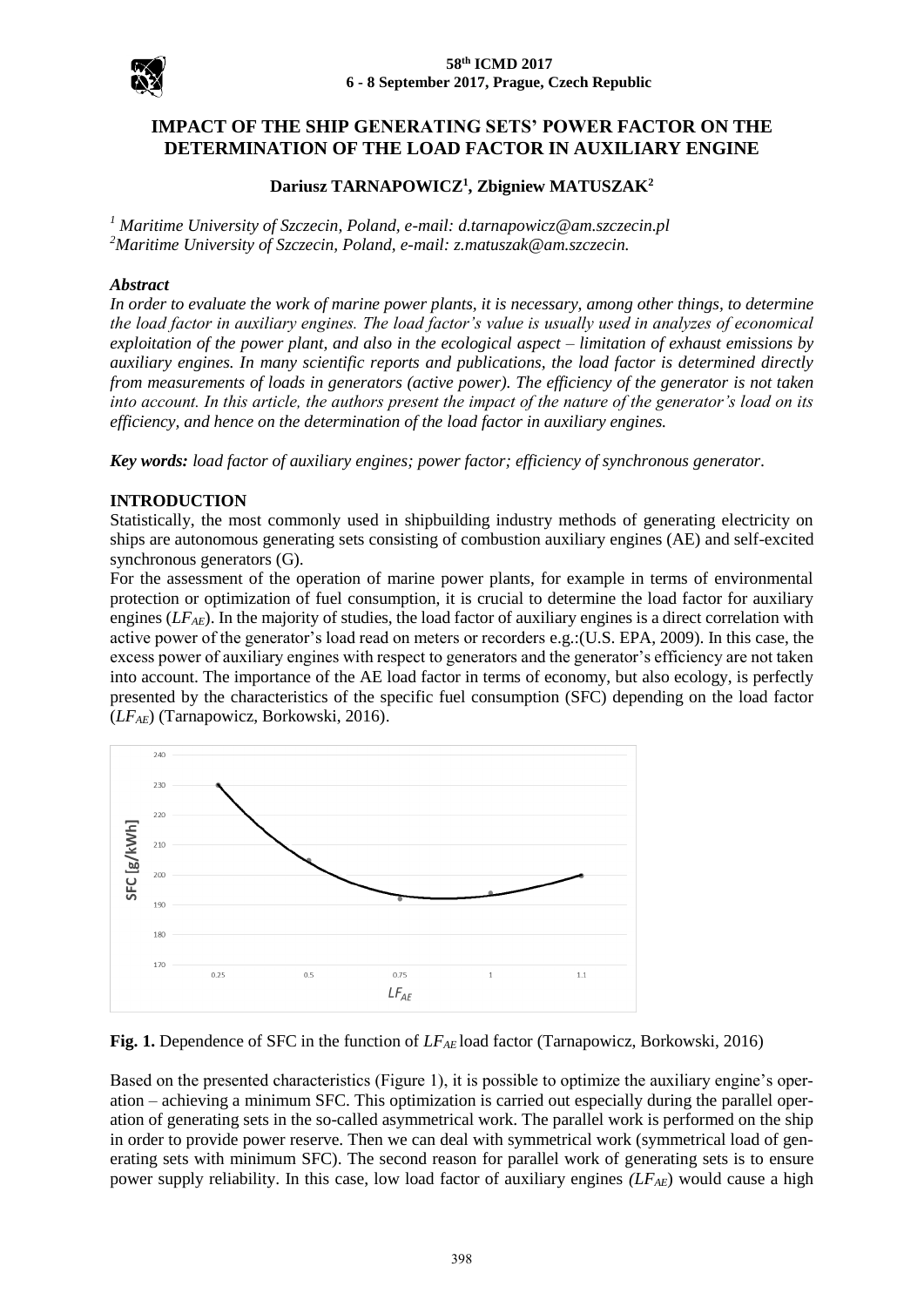# IMPACT OF THE SHIP GENERATING SETS' POWER FACTOR ON THE DETERMINATION OF THE LOAD FACTOR IN AUXILIARY ENGINE

**Dariusz TARNAPOWICZ[1], Zbigniew MATUSZAK[2]**

*[1] Maritime University of Szczecin, Poland, e-mail: d.tarnapowicz@am.szczecin.pl*
*[2] Maritime University of Szczecin, Poland, e-mail: z.matuszak@am.szczecin.*

***Abstract***

*In order to evaluate the work of marine power plants, it is necessary, among other things, to determine the load factor in auxiliary engines. The load factor's value is usually used in analyzes of economical exploitation of the power plant, and also in the ecological aspect – limitation of exhaust emissions by auxiliary engines. In many scientific reports and publications, the load factor is determined directly from measurements of loads in generators (active power). The efficiency of the generator is not taken into account. In this article, the authors present the impact of the nature of the generator's load on its efficiency, and hence on the determination of the load factor in auxiliary engines.*

***Key words:*** *load factor of auxiliary engines; power factor; efficiency of synchronous generator.*

## INTRODUCTION

Statistically, the most commonly used in shipbuilding industry methods of generating electricity on ships are autonomous generating sets consisting of combustion auxiliary engines (AE) and self-excited synchronous generators (G).

For the assessment of the operation of marine power plants, for example in terms of environmental protection or optimization of fuel consumption, it is crucial to determine the load factor for auxiliary engines ($LF_{AE}$). In the majority of studies, the load factor of auxiliary engines is a direct correlation with active power of the generator's load read on meters or recorders e.g.:(U.S. EPA, 2009). In this case, the excess power of auxiliary engines with respect to generators and the generator's efficiency are not taken into account. The importance of the AE load factor in terms of economy, but also ecology, is perfectly presented by the characteristics of the specific fuel consumption (SFC) depending on the load factor ($LF_{AE}$) (Tarnapowicz, Borkowski, 2016).

**Fig. 1.** Dependence of SFC in the function of $LF_{AE}$ load factor (Tarnapowicz, Borkowski, 2016)

Based on the presented characteristics (Figure 1), it is possible to optimize the auxiliary engine's operation – achieving a minimum SFC. This optimization is carried out especially during the parallel operation of generating sets in the so-called asymmetrical work. The parallel work is performed on the ship in order to provide power reserve. Then we can deal with symmetrical work (symmetrical load of generating sets with minimum SFC). The second reason for parallel work of generating sets is to ensure power supply reliability. In this case, low load factor of auxiliary engines *($LF_{AE}$)* would cause a high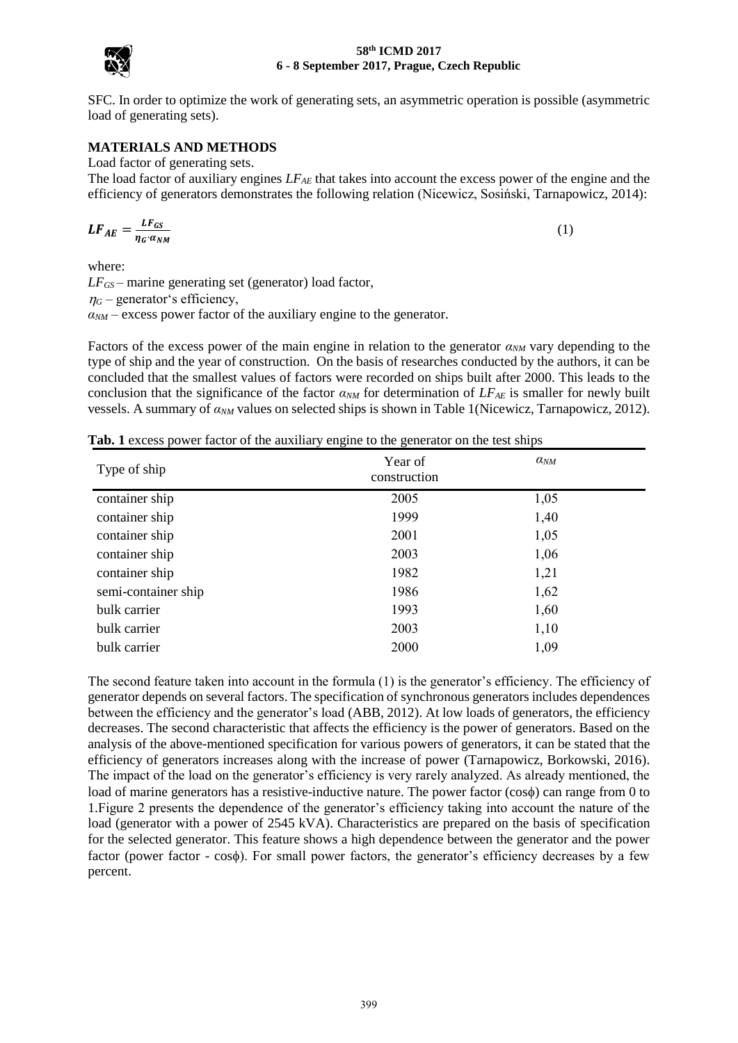SFC. In order to optimize the work of generating sets, an asymmetric operation is possible (asymmetric load of generating sets).

## MATERIALS AND METHODS

Load factor of generating sets.

The load factor of auxiliary engines $LF_{AE}$ that takes into account the excess power of the engine and the efficiency of generators demonstrates the following relation (Nicewicz, Sosiński, Tarnapowicz, 2014):

$$\boldsymbol{LF_{AE}} = \frac{\boldsymbol{LF_{GS}}}{\boldsymbol{\eta_G \cdot \alpha_{NM}}} \tag{1}$$

where:

$LF_{GS}$ – marine generating set (generator) load factor,

$\eta_G$ – generator's efficiency,

$\alpha_{NM}$ – excess power factor of the auxiliary engine to the generator.

Factors of the excess power of the main engine in relation to the generator $\alpha_{NM}$ vary depending to the type of ship and the year of construction. On the basis of researches conducted by the authors, it can be concluded that the smallest values of factors were recorded on ships built after 2000. This leads to the conclusion that the significance of the factor $\alpha_{NM}$ for determination of $LF_{AE}$ is smaller for newly built vessels. A summary of $\alpha_{NM}$ values on selected ships is shown in Table 1(Nicewicz, Tarnapowicz, 2012).

**Tab. 1** excess power factor of the auxiliary engine to the generator on the test ships

| Type of ship | Year of construction | $\alpha_{NM}$ |
|---|---|---|
| container ship | 2005 | 1,05 |
| container ship | 1999 | 1,40 |
| container ship | 2001 | 1,05 |
| container ship | 2003 | 1,06 |
| container ship | 1982 | 1,21 |
| semi-container ship | 1986 | 1,62 |
| bulk carrier | 1993 | 1,60 |
| bulk carrier | 2003 | 1,10 |
| bulk carrier | 2000 | 1,09 |

The second feature taken into account in the formula (1) is the generator's efficiency. The efficiency of generator depends on several factors. The specification of synchronous generators includes dependences between the efficiency and the generator's load (ABB, 2012). At low loads of generators, the efficiency decreases. The second characteristic that affects the efficiency is the power of generators. Based on the analysis of the above-mentioned specification for various powers of generators, it can be stated that the efficiency of generators increases along with the increase of power (Tarnapowicz, Borkowski, 2016). The impact of the load on the generator's efficiency is very rarely analyzed. As already mentioned, the load of marine generators has a resistive-inductive nature. The power factor (cosϕ) can range from 0 to 1.Figure 2 presents the dependence of the generator's efficiency taking into account the nature of the load (generator with a power of 2545 kVA). Characteristics are prepared on the basis of specification for the selected generator. This feature shows a high dependence between the generator and the power factor (power factor - cosϕ). For small power factors, the generator's efficiency decreases by a few percent.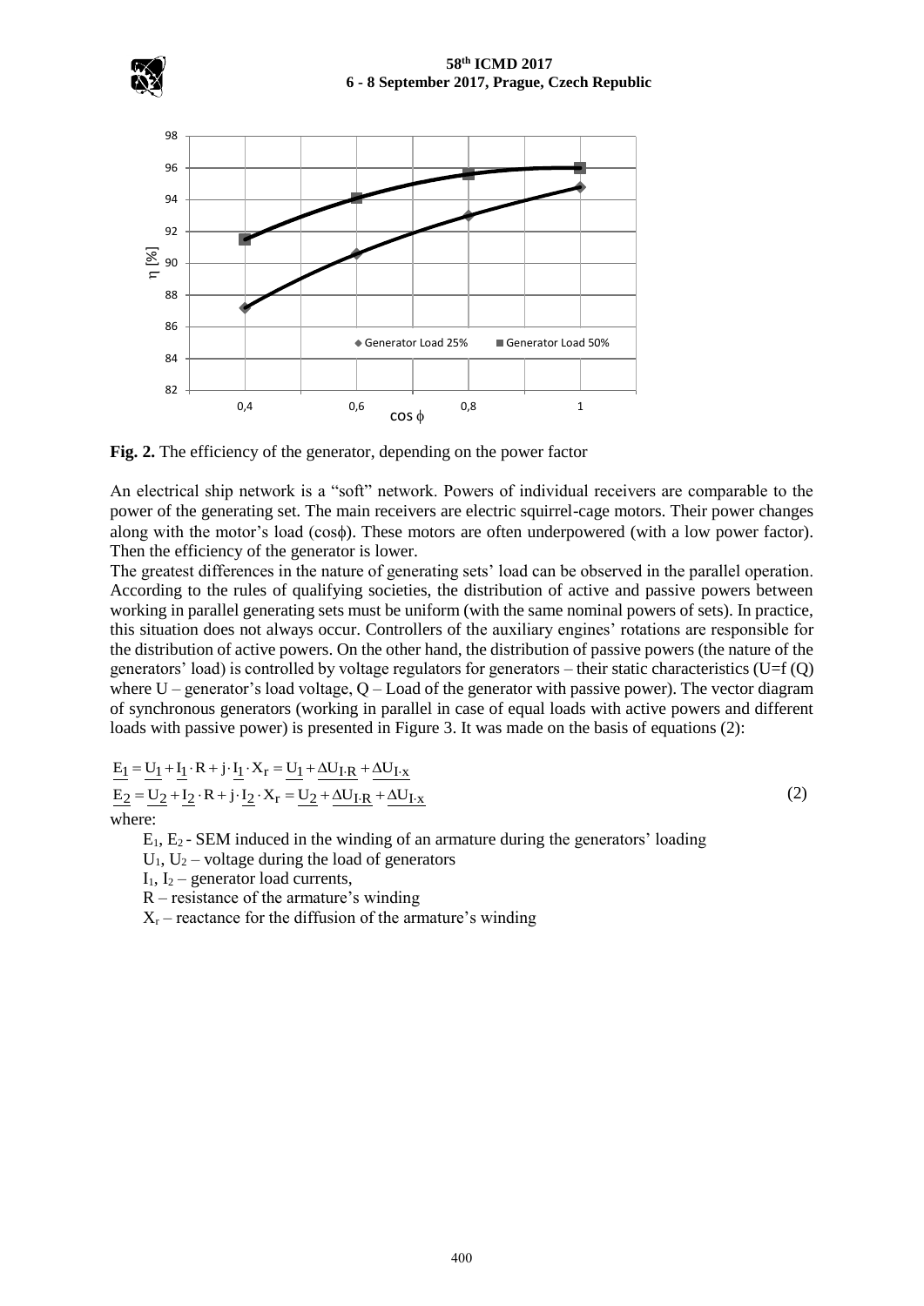**Fig. 2.** The efficiency of the generator, depending on the power factor

An electrical ship network is a "soft" network. Powers of individual receivers are comparable to the power of the generating set. The main receivers are electric squirrel-cage motors. Their power changes along with the motor's load (cosϕ). These motors are often underpowered (with a low power factor). Then the efficiency of the generator is lower.

The greatest differences in the nature of generating sets' load can be observed in the parallel operation. According to the rules of qualifying societies, the distribution of active and passive powers between working in parallel generating sets must be uniform (with the same nominal powers of sets). In practice, this situation does not always occur. Controllers of the auxiliary engines' rotations are responsible for the distribution of active powers. On the other hand, the distribution of passive powers (the nature of the generators' load) is controlled by voltage regulators for generators – their static characteristics (U=f (Q) where U – generator's load voltage, Q – Load of the generator with passive power). The vector diagram of synchronous generators (working in parallel in case of equal loads with active powers and different loads with passive power) is presented in Figure 3. It was made on the basis of equations (2):

$$\underline{E_1} = \underline{U_1} + \underline{I_1} \cdot R + j \cdot \underline{I_1} \cdot X_r = \underline{U_1} + \underline{\Delta U_{I \cdot R}} + \underline{\Delta U_{I \cdot X}}$$
$$\underline{E_2} = \underline{U_2} + \underline{I_2} \cdot R + j \cdot \underline{I_2} \cdot X_r = \underline{U_2} + \underline{\Delta U_{I \cdot R}} + \underline{\Delta U_{I \cdot X}} \tag{2}$$

where:

$E_1$, $E_2$ - SEM induced in the winding of an armature during the generators' loading
$U_1$, $U_2$ – voltage during the load of generators
$I_1$, $I_2$ – generator load currents,
R – resistance of the armature's winding
$X_r$ – reactance for the diffusion of the armature's winding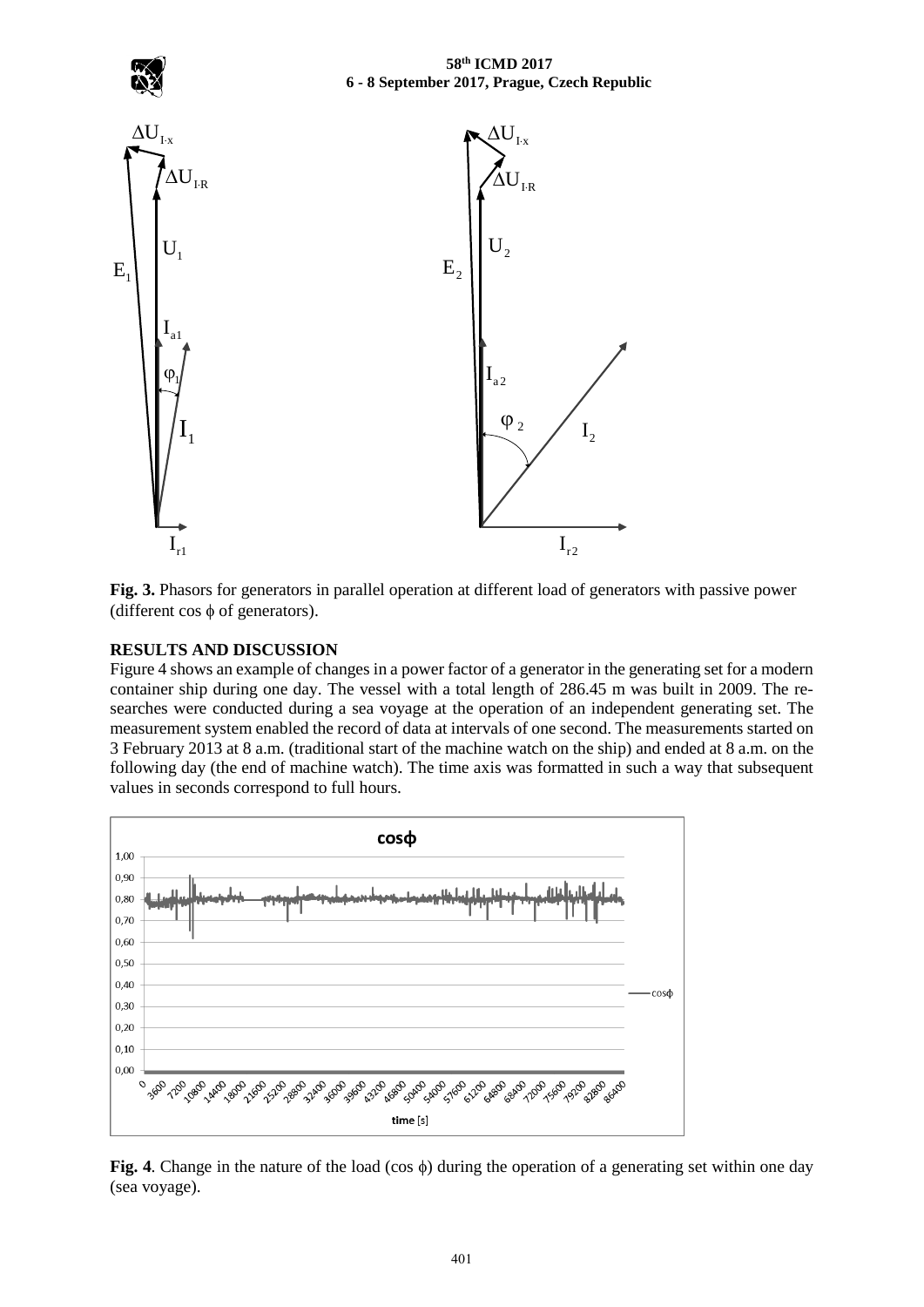**Fig. 3.** Phasors for generators in parallel operation at different load of generators with passive power (different cos ϕ of generators).

## RESULTS AND DISCUSSION

Figure 4 shows an example of changes in a power factor of a generator in the generating set for a modern container ship during one day. The vessel with a total length of 286.45 m was built in 2009. The researches were conducted during a sea voyage at the operation of an independent generating set. The measurement system enabled the record of data at intervals of one second. The measurements started on 3 February 2013 at 8 a.m. (traditional start of the machine watch on the ship) and ended at 8 a.m. on the following day (the end of machine watch). The time axis was formatted in such a way that subsequent values in seconds correspond to full hours.

**Fig. 4**. Change in the nature of the load (cos ϕ) during the operation of a generating set within one day (sea voyage).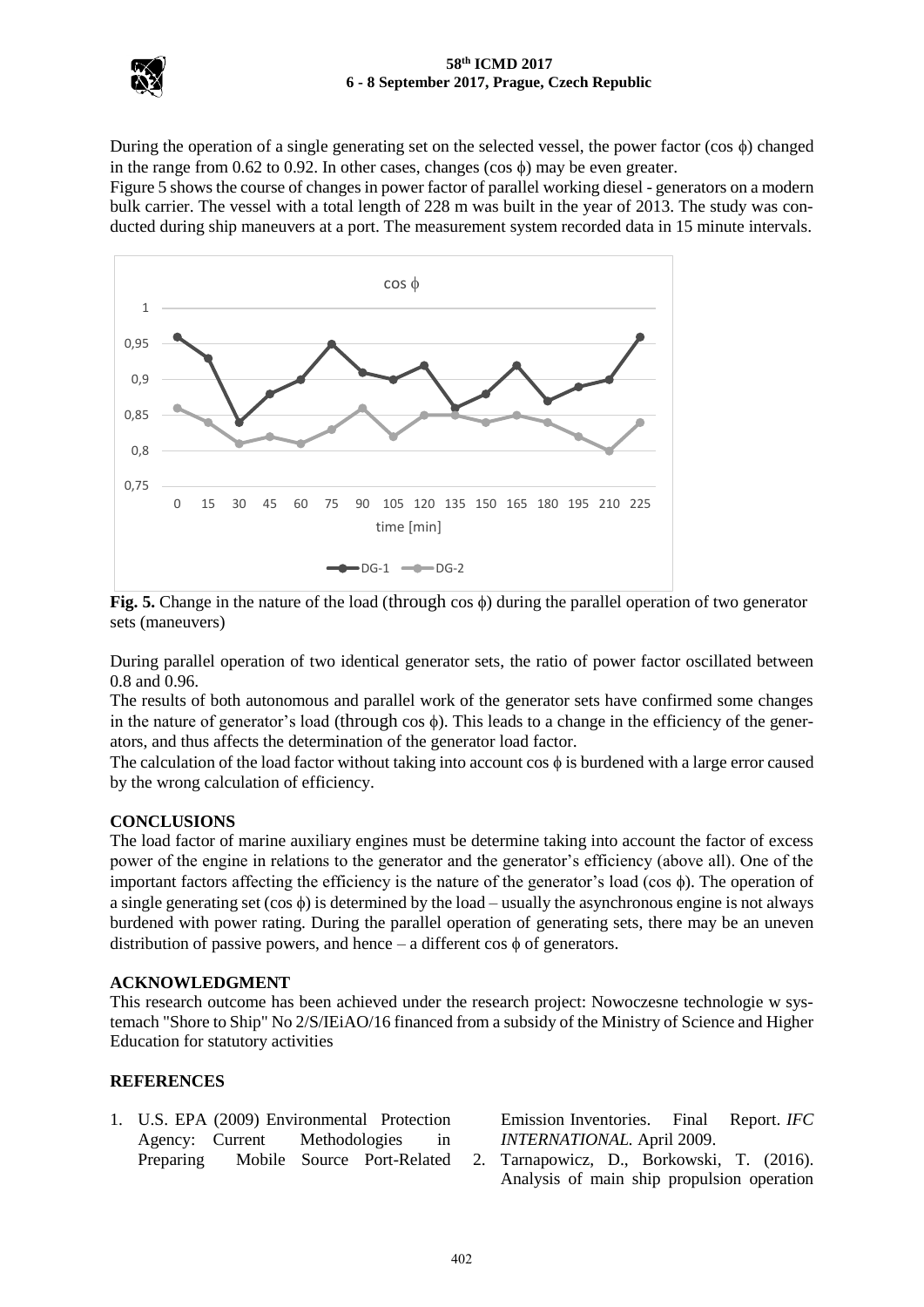During the operation of a single generating set on the selected vessel, the power factor (cos ϕ) changed in the range from 0.62 to 0.92. In other cases, changes (cos ϕ) may be even greater.

Figure 5 shows the course of changes in power factor of parallel working diesel - generators on a modern bulk carrier. The vessel with a total length of 228 m was built in the year of 2013. The study was conducted during ship maneuvers at a port. The measurement system recorded data in 15 minute intervals.

**Fig. 5.** Change in the nature of the load (through cos ϕ) during the parallel operation of two generator sets (maneuvers)

During parallel operation of two identical generator sets, the ratio of power factor oscillated between 0.8 and 0.96.

The results of both autonomous and parallel work of the generator sets have confirmed some changes in the nature of generator's load (through cos ϕ). This leads to a change in the efficiency of the generators, and thus affects the determination of the generator load factor.

The calculation of the load factor without taking into account cos ϕ is burdened with a large error caused by the wrong calculation of efficiency.

## CONCLUSIONS

The load factor of marine auxiliary engines must be determine taking into account the factor of excess power of the engine in relations to the generator and the generator's efficiency (above all). One of the important factors affecting the efficiency is the nature of the generator's load (cos ϕ). The operation of a single generating set (cos ϕ) is determined by the load – usually the asynchronous engine is not always burdened with power rating. During the parallel operation of generating sets, there may be an uneven distribution of passive powers, and hence – a different cos ϕ of generators.

## ACKNOWLEDGMENT

This research outcome has been achieved under the research project: Nowoczesne technologie w systemach "Shore to Ship" No 2/S/IEiAO/16 financed from a subsidy of the Ministry of Science and Higher Education for statutory activities

## REFERENCES

1. U.S. EPA (2009) Environmental Protection Agency: Current Methodologies in Preparing Mobile Source Port-Related Emission Inventories. Final Report. *IFC INTERNATIONAL.* April 2009.
2. Tarnapowicz, D., Borkowski, T. (2016). Analysis of main ship propulsion operation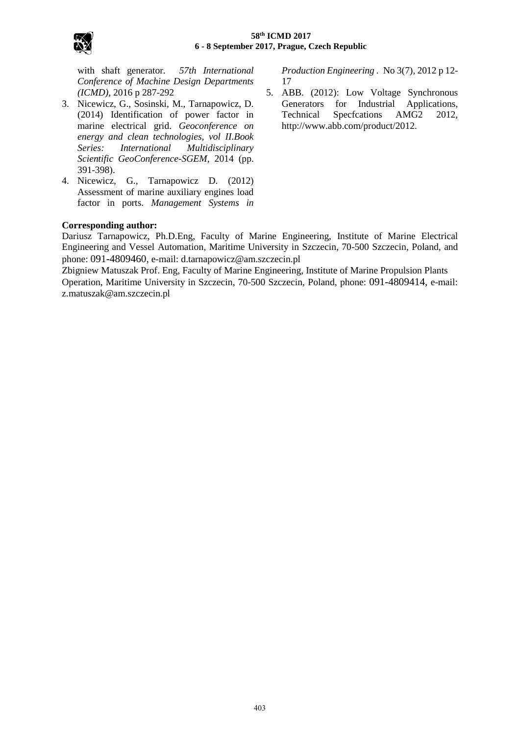with shaft generator. *57th International Conference of Machine Design Departments (ICMD)*, 2016 p 287-292

3. Nicewicz, G., Sosinski, M., Tarnapowicz, D. (2014) Identification of power factor in marine electrical grid. *Geoconference on energy and clean technologies, vol II.Book Series: International Multidisciplinary Scientific GeoConference-SGEM*, 2014 (pp. 391-398).
4. Nicewicz, G., Tarnapowicz D. (2012) Assessment of marine auxiliary engines load factor in ports. *Management Systems in Production Engineering* . No 3(7), 2012 p 12-17
5. ABB. (2012): Low Voltage Synchronous Generators for Industrial Applications, Technical Specfcations AMG2 2012, http://www.abb.com/product/2012.

**Corresponding author:**

Dariusz Tarnapowicz, Ph.D.Eng, Faculty of Marine Engineering, Institute of Marine Electrical Engineering and Vessel Automation, Maritime University in Szczecin, 70-500 Szczecin, Poland, and phone: 091-4809460, e-mail: d.tarnapowicz@am.szczecin.pl

Zbigniew Matuszak Prof. Eng, Faculty of Marine Engineering, Institute of Marine Propulsion Plants Operation, Maritime University in Szczecin, 70-500 Szczecin, Poland, phone: 091-4809414, e-mail: z.matuszak@am.szczecin.pl